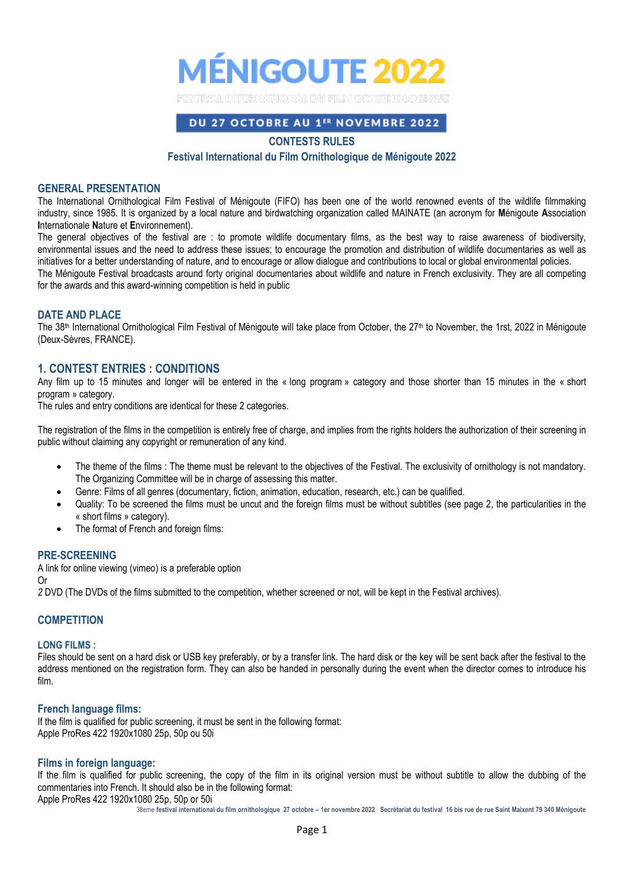# MÉNIGOUTE 2022

FESTIVAL INTERNATIONAL DU FILM ORNITHOLOGIQUE

DU 27 OCTOBRE AU 1ER NOVEMBRE 2022

## CONTESTS RULES

### Festival International du Film Ornithologique de Ménigoute 2022

## GENERAL PRESENTATION

The International Ornithological Film Festival of Ménigoute (FIFO) has been one of the world renowned events of the wildlife filmmaking industry, since 1985. It is organized by a local nature and birdwatching organization called MAINATE (an acronym for **M**énigoute **A**ssociation **I**nternationale **N**ature et **E**nvironnement).

The general objectives of the festival are : to promote wildlife documentary films, as the best way to raise awareness of biodiversity, environmental issues and the need to address these issues; to encourage the promotion and distribution of wildlife documentaries as well as initiatives for a better understanding of nature, and to encourage or allow dialogue and contributions to local or global environmental policies.

The Ménigoute Festival broadcasts around forty original documentaries about wildlife and nature in French exclusivity. They are all competing for the awards and this award-winning competition is held in public

## DATE AND PLACE

The 38th International Ornithological Film Festival of Ménigoute will take place from October, the 27th to November, the 1rst, 2022 in Ménigoute (Deux-Sèvres, FRANCE).

## 1. CONTEST ENTRIES : CONDITIONS

Any film up to 15 minutes and longer will be entered in the « long program » category and those shorter than 15 minutes in the « short program » category.

The rules and entry conditions are identical for these 2 categories.

The registration of the films in the competition is entirely free of charge, and implies from the rights holders the authorization of their screening in public without claiming any copyright or remuneration of any kind.

- The theme of the films : The theme must be relevant to the objectives of the Festival. The exclusivity of ornithology is not mandatory. The Organizing Committee will be in charge of assessing this matter.
- Genre: Films of all genres (documentary, fiction, animation, education, research, etc.) can be qualified.
- Quality: To be screened the films must be uncut and the foreign films must be without subtitles (see page 2, the particularities in the « short films » category).
- The format of French and foreign films:

## PRE-SCREENING

A link for online viewing (vimeo) is a preferable option

Or

2 DVD (The DVDs of the films submitted to the competition, whether screened or not, will be kept in the Festival archives).

## COMPETITION

### LONG FILMS :

Files should be sent on a hard disk or USB key preferably, or by a transfer link. The hard disk or the key will be sent back after the festival to the address mentioned on the registration form. They can also be handed in personally during the event when the director comes to introduce his film.

### French language films:

If the film is qualified for public screening, it must be sent in the following format:

Apple ProRes 422 1920x1080 25p, 50p ou 50i

### Films in foreign language:

If the film is qualified for public screening, the copy of the film in its original version must be without subtitle to allow the dubbing of the commentaries into French. It should also be in the following format:

Apple ProRes 422 1920x1080 25p, 50p or 50i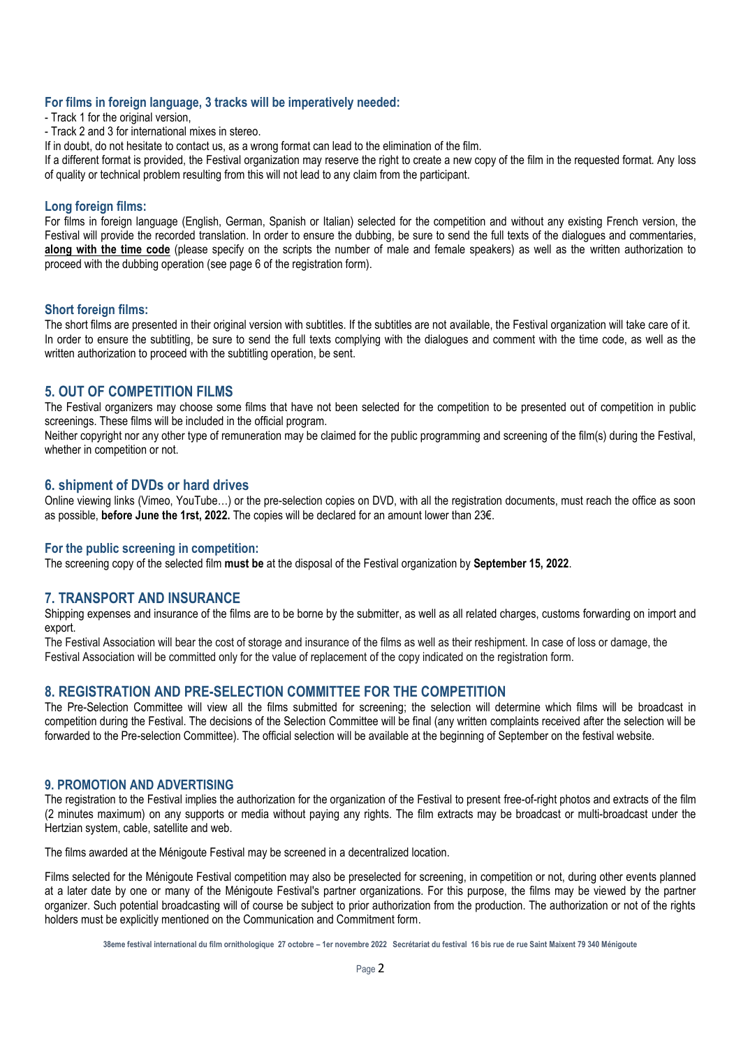### For films in foreign language, 3 tracks will be imperatively needed:

- Track 1 for the original version,
- Track 2 and 3 for international mixes in stereo.

If in doubt, do not hesitate to contact us, as a wrong format can lead to the elimination of the film.

If a different format is provided, the Festival organization may reserve the right to create a new copy of the film in the requested format. Any loss of quality or technical problem resulting from this will not lead to any claim from the participant.

### Long foreign films:

For films in foreign language (English, German, Spanish or Italian) selected for the competition and without any existing French version, the Festival will provide the recorded translation. In order to ensure the dubbing, be sure to send the full texts of the dialogues and commentaries, **along with the time code** (please specify on the scripts the number of male and female speakers) as well as the written authorization to proceed with the dubbing operation (see page 6 of the registration form).

### Short foreign films:

The short films are presented in their original version with subtitles. If the subtitles are not available, the Festival organization will take care of it. In order to ensure the subtitling, be sure to send the full texts complying with the dialogues and comment with the time code, as well as the written authorization to proceed with the subtitling operation, be sent.

## 5. OUT OF COMPETITION FILMS

The Festival organizers may choose some films that have not been selected for the competition to be presented out of competition in public screenings. These films will be included in the official program.

Neither copyright nor any other type of remuneration may be claimed for the public programming and screening of the film(s) during the Festival, whether in competition or not.

## 6. shipment of DVDs or hard drives

Online viewing links (Vimeo, YouTube…) or the pre-selection copies on DVD, with all the registration documents, must reach the office as soon as possible, **before June the 1rst, 2022.** The copies will be declared for an amount lower than 23€.

### For the public screening in competition:

The screening copy of the selected film **must be** at the disposal of the Festival organization by **September 15, 2022**.

## 7. TRANSPORT AND INSURANCE

Shipping expenses and insurance of the films are to be borne by the submitter, as well as all related charges, customs forwarding on import and export.

The Festival Association will bear the cost of storage and insurance of the films as well as their reshipment. In case of loss or damage, the Festival Association will be committed only for the value of replacement of the copy indicated on the registration form.

## 8. REGISTRATION AND PRE-SELECTION COMMITTEE FOR THE COMPETITION

The Pre-Selection Committee will view all the films submitted for screening; the selection will determine which films will be broadcast in competition during the Festival. The decisions of the Selection Committee will be final (any written complaints received after the selection will be forwarded to the Pre-selection Committee). The official selection will be available at the beginning of September on the festival website.

## 9. PROMOTION AND ADVERTISING

The registration to the Festival implies the authorization for the organization of the Festival to present free-of-right photos and extracts of the film (2 minutes maximum) on any supports or media without paying any rights. The film extracts may be broadcast or multi-broadcast under the Hertzian system, cable, satellite and web.

The films awarded at the Ménigoute Festival may be screened in a decentralized location.

Films selected for the Ménigoute Festival competition may also be preselected for screening, in competition or not, during other events planned at a later date by one or many of the Ménigoute Festival's partner organizations. For this purpose, the films may be viewed by the partner organizer. Such potential broadcasting will of course be subject to prior authorization from the production. The authorization or not of the rights holders must be explicitly mentioned on the Communication and Commitment form.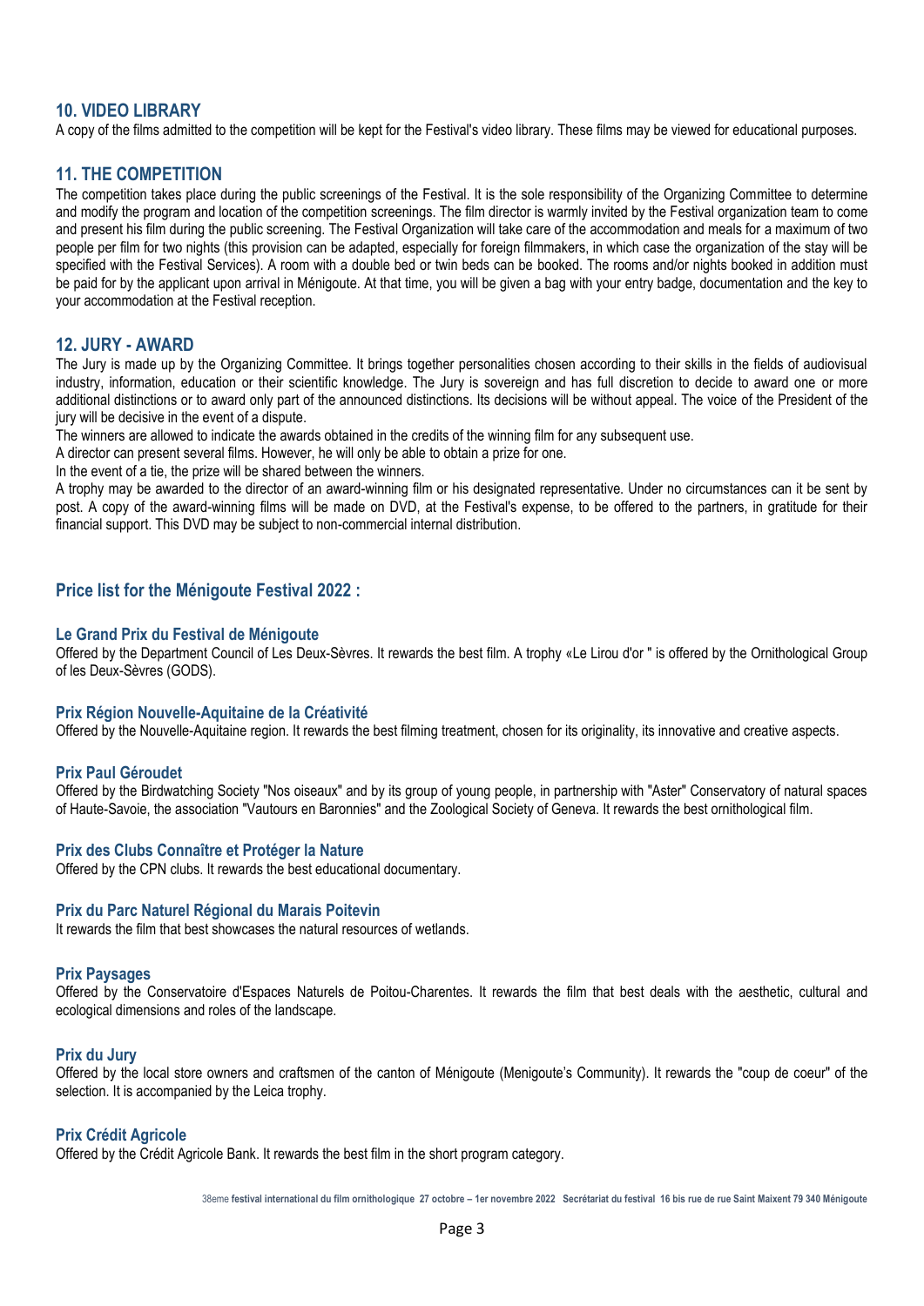## 10. VIDEO LIBRARY

A copy of the films admitted to the competition will be kept for the Festival's video library. These films may be viewed for educational purposes.

## 11. THE COMPETITION

The competition takes place during the public screenings of the Festival. It is the sole responsibility of the Organizing Committee to determine and modify the program and location of the competition screenings. The film director is warmly invited by the Festival organization team to come and present his film during the public screening. The Festival Organization will take care of the accommodation and meals for a maximum of two people per film for two nights (this provision can be adapted, especially for foreign filmmakers, in which case the organization of the stay will be specified with the Festival Services). A room with a double bed or twin beds can be booked. The rooms and/or nights booked in addition must be paid for by the applicant upon arrival in Ménigoute. At that time, you will be given a bag with your entry badge, documentation and the key to your accommodation at the Festival reception.

## 12. JURY - AWARD

The Jury is made up by the Organizing Committee. It brings together personalities chosen according to their skills in the fields of audiovisual industry, information, education or their scientific knowledge. The Jury is sovereign and has full discretion to decide to award one or more additional distinctions or to award only part of the announced distinctions. Its decisions will be without appeal. The voice of the President of the jury will be decisive in the event of a dispute.

The winners are allowed to indicate the awards obtained in the credits of the winning film for any subsequent use.

A director can present several films. However, he will only be able to obtain a prize for one.

In the event of a tie, the prize will be shared between the winners.

A trophy may be awarded to the director of an award-winning film or his designated representative. Under no circumstances can it be sent by post. A copy of the award-winning films will be made on DVD, at the Festival's expense, to be offered to the partners, in gratitude for their financial support. This DVD may be subject to non-commercial internal distribution.

## Price list for the Ménigoute Festival 2022 :

### Le Grand Prix du Festival de Ménigoute

Offered by the Department Council of Les Deux-Sèvres. It rewards the best film. A trophy «Le Lirou d'or " is offered by the Ornithological Group of les Deux-Sèvres (GODS).

### Prix Région Nouvelle-Aquitaine de la Créativité

Offered by the Nouvelle-Aquitaine region. It rewards the best filming treatment, chosen for its originality, its innovative and creative aspects.

### Prix Paul Géroudet

Offered by the Birdwatching Society "Nos oiseaux" and by its group of young people, in partnership with "Aster" Conservatory of natural spaces of Haute-Savoie, the association "Vautours en Baronnies" and the Zoological Society of Geneva. It rewards the best ornithological film.

### Prix des Clubs Connaître et Protéger la Nature

Offered by the CPN clubs. It rewards the best educational documentary.

### Prix du Parc Naturel Régional du Marais Poitevin

It rewards the film that best showcases the natural resources of wetlands.

### Prix Paysages

Offered by the Conservatoire d'Espaces Naturels de Poitou-Charentes. It rewards the film that best deals with the aesthetic, cultural and ecological dimensions and roles of the landscape.

### Prix du Jury

Offered by the local store owners and craftsmen of the canton of Ménigoute (Menigoute's Community). It rewards the "coup de coeur" of the selection. It is accompanied by the Leica trophy.

### Prix Crédit Agricole

Offered by the Crédit Agricole Bank. It rewards the best film in the short program category.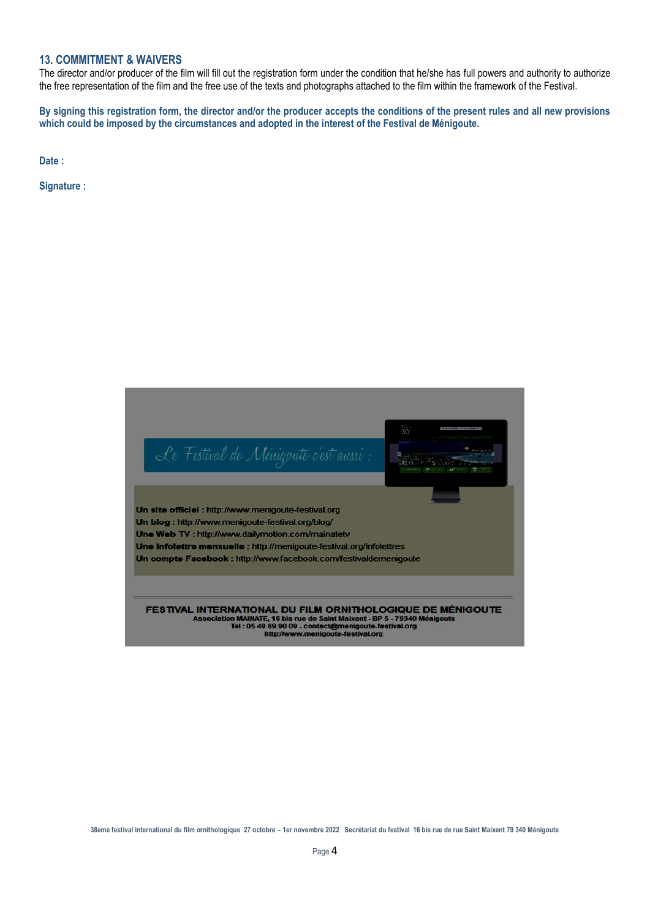## 13. COMMITMENT & WAIVERS

The director and/or producer of the film will fill out the registration form under the condition that he/she has full powers and authority to authorize the free representation of the film and the free use of the texts and photographs attached to the film within the framework of the Festival.

**By signing this registration form, the director and/or the producer accepts the conditions of the present rules and all new provisions which could be imposed by the circumstances and adopted in the interest of the Festival de Ménigoute.**

**Date :**

**Signature :**

*Le Festival de Ménigoute c'est aussi :*

**Un site officiel :** http://www.menigoute-festival.org
**Un blog :** http://www.menigoute-festival.org/blog/
**Une Web TV :** http://www.dailymotion.com/mainatetv
**Une Infolettre mensuelle :** http://menigoute-festival.org/infolettres
**Un compte Facebook :** http://www.facebook.com/festivaldemenigoute

**FESTIVAL INTERNATIONAL DU FILM ORNITHOLOGIQUE DE MÉNIGOUTE**
Association MAINATE, 16 bis rue de Saint Maixent - BP 5 - 79340 Ménigoute
Tel : 05 49 69 90 09 - contact@menigoute-festival.org
http://www.menigoute-festival.org